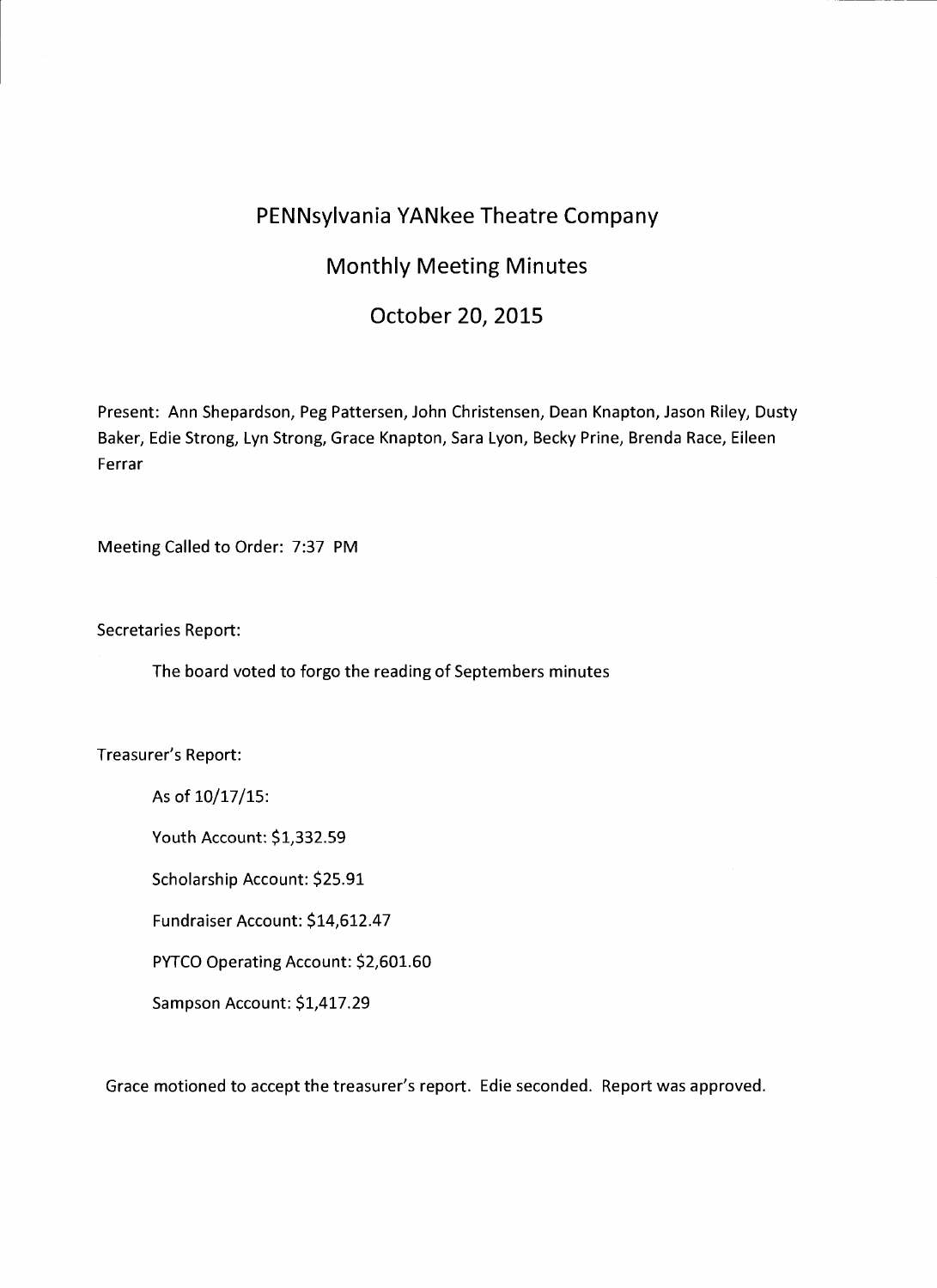# PENNsylvania YANkee Theatre Company

## Monthly Meeting Minutes

## October 20, 2015

Present: Ann Shepardson, Peg Pattersen, John Christensen, Dean Knapton, Jason Riley, Dusty Baker, Edie Strong, Lyn Strong, Grace Knapton, Sara Lyon, Becky Prine, Brenda Race, Eileen Ferrar

Meeting Called to Order: 7:37 PM

Secretaries Report:

The board voted to forgo the reading of Septembers minutes

Treasurer's Report:

As of 10/17/15:

Youth Account: $1,332.59

Scholarship Account: $25.91

Fundraiser Account: $14,612.47

PYTCO Operating Account: $2,601.60

Sampson Account: $1,417.29

Grace motioned to accept the treasurer's report. Edie seconded. Report was approved.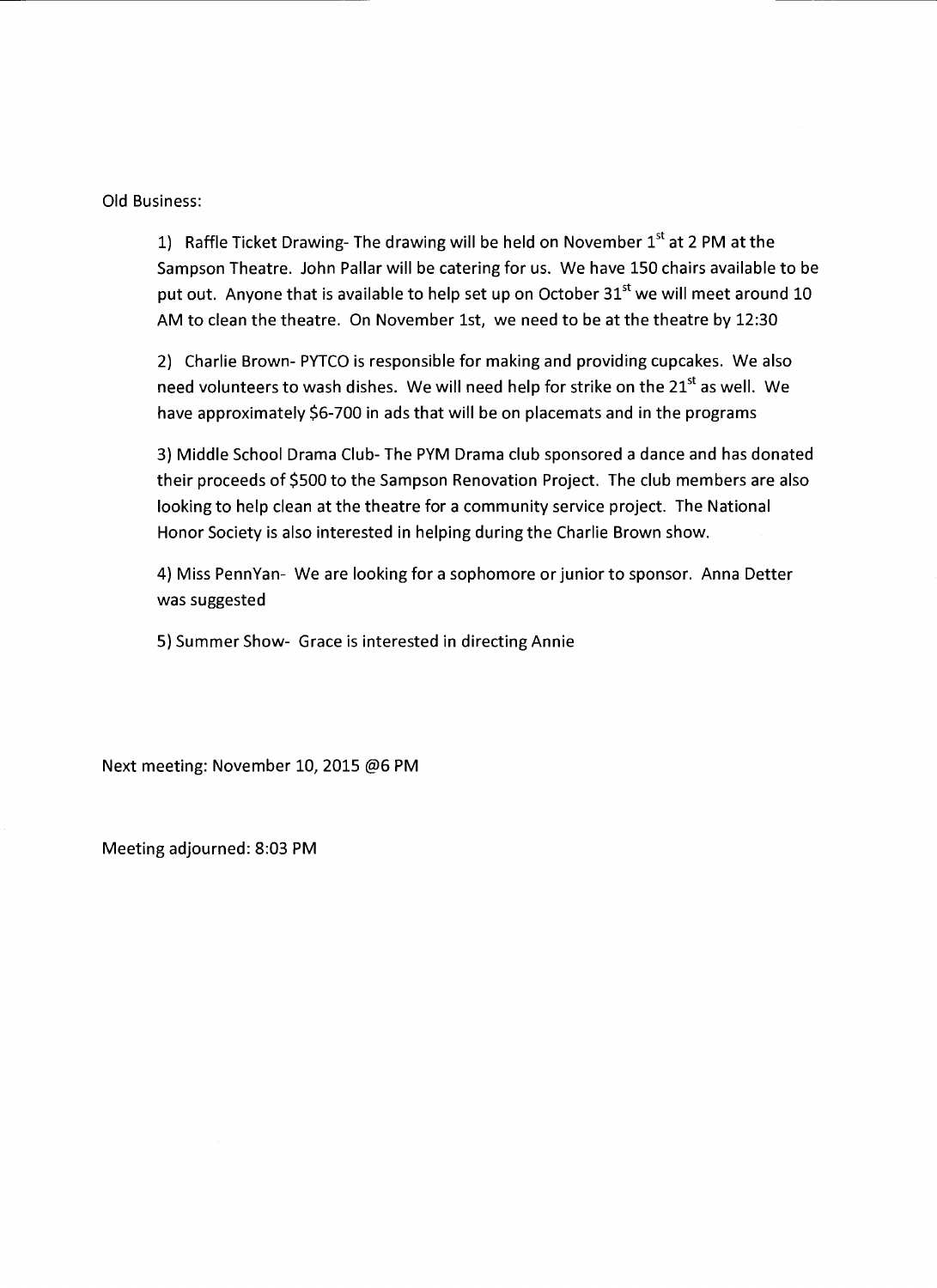Old Business:

1) Raffle Ticket Drawing- The drawing will be held on November 1st at 2 PM at the Sampson Theatre. John Pallar will be catering for us. We have 150 chairs available to be put out. Anyone that is available to help set up on October 31st we will meet around 10 AM to clean the theatre. On November 1st, we need to be at the theatre by 12:30

2) Charlie Brown- PYTCO is responsible for making and providing cupcakes. We also need volunteers to wash dishes. We will need help for strike on the 21st as well. We have approximately $6-700 in ads that will be on placemats and in the programs

3) Middle School Drama Club- The PYM Drama club sponsored a dance and has donated their proceeds of $500 to the Sampson Renovation Project. The club members are also looking to help clean at the theatre for a community service project. The National Honor Society is also interested in helping during the Charlie Brown show.

4) Miss PennYan- We are looking for a sophomore or junior to sponsor. Anna Detter was suggested

5) Summer Show- Grace is interested in directing Annie

Next meeting: November 10, 2015 @6 PM

Meeting adjourned: 8:03 PM